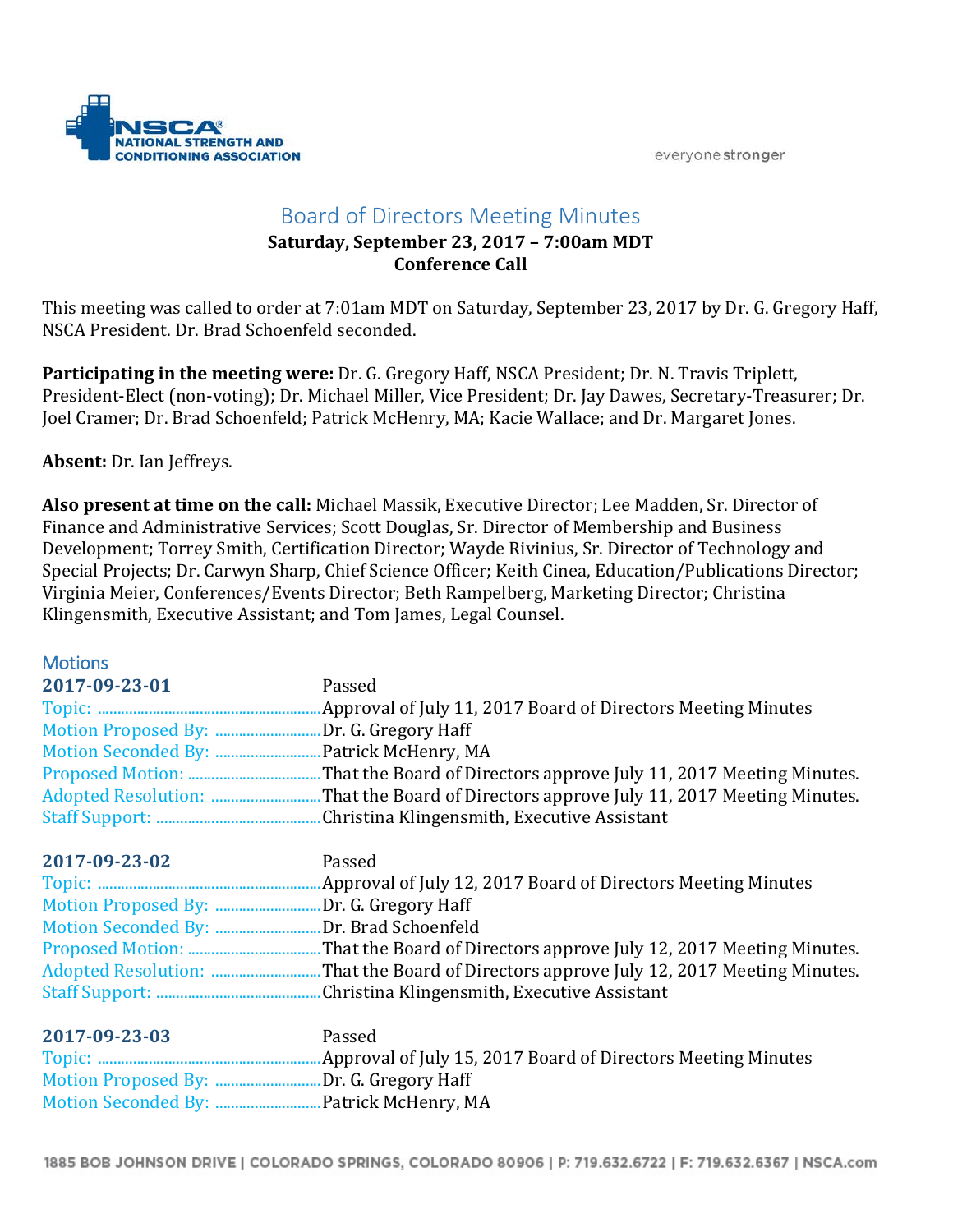# Board of Directors Meeting Minutes

**Saturday, September 23, 2017 – 7:00am MDT**
**Conference Call**

This meeting was called to order at 7:01am MDT on Saturday, September 23, 2017 by Dr. G. Gregory Haff, NSCA President. Dr. Brad Schoenfeld seconded.

**Participating in the meeting were:** Dr. G. Gregory Haff, NSCA President; Dr. N. Travis Triplett, President-Elect (non-voting); Dr. Michael Miller, Vice President; Dr. Jay Dawes, Secretary-Treasurer; Dr. Joel Cramer; Dr. Brad Schoenfeld; Patrick McHenry, MA; Kacie Wallace; and Dr. Margaret Jones.

**Absent:** Dr. Ian Jeffreys.

**Also present at time on the call:** Michael Massik, Executive Director; Lee Madden, Sr. Director of Finance and Administrative Services; Scott Douglas, Sr. Director of Membership and Business Development; Torrey Smith, Certification Director; Wayde Rivinius, Sr. Director of Technology and Special Projects; Dr. Carwyn Sharp, Chief Science Officer; Keith Cinea, Education/Publications Director; Virginia Meier, Conferences/Events Director; Beth Rampelberg, Marketing Director; Christina Klingensmith, Executive Assistant; and Tom James, Legal Counsel.

## Motions

**2017-09-23-01** Passed

Topic: Approval of July 11, 2017 Board of Directors Meeting Minutes
Motion Proposed By: Dr. G. Gregory Haff
Motion Seconded By: Patrick McHenry, MA
Proposed Motion: That the Board of Directors approve July 11, 2017 Meeting Minutes.
Adopted Resolution: That the Board of Directors approve July 11, 2017 Meeting Minutes.
Staff Support: Christina Klingensmith, Executive Assistant

**2017-09-23-02** Passed

Topic: Approval of July 12, 2017 Board of Directors Meeting Minutes
Motion Proposed By: Dr. G. Gregory Haff
Motion Seconded By: Dr. Brad Schoenfeld
Proposed Motion: That the Board of Directors approve July 12, 2017 Meeting Minutes.
Adopted Resolution: That the Board of Directors approve July 12, 2017 Meeting Minutes.
Staff Support: Christina Klingensmith, Executive Assistant

**2017-09-23-03** Passed

Topic: Approval of July 15, 2017 Board of Directors Meeting Minutes
Motion Proposed By: Dr. G. Gregory Haff
Motion Seconded By: Patrick McHenry, MA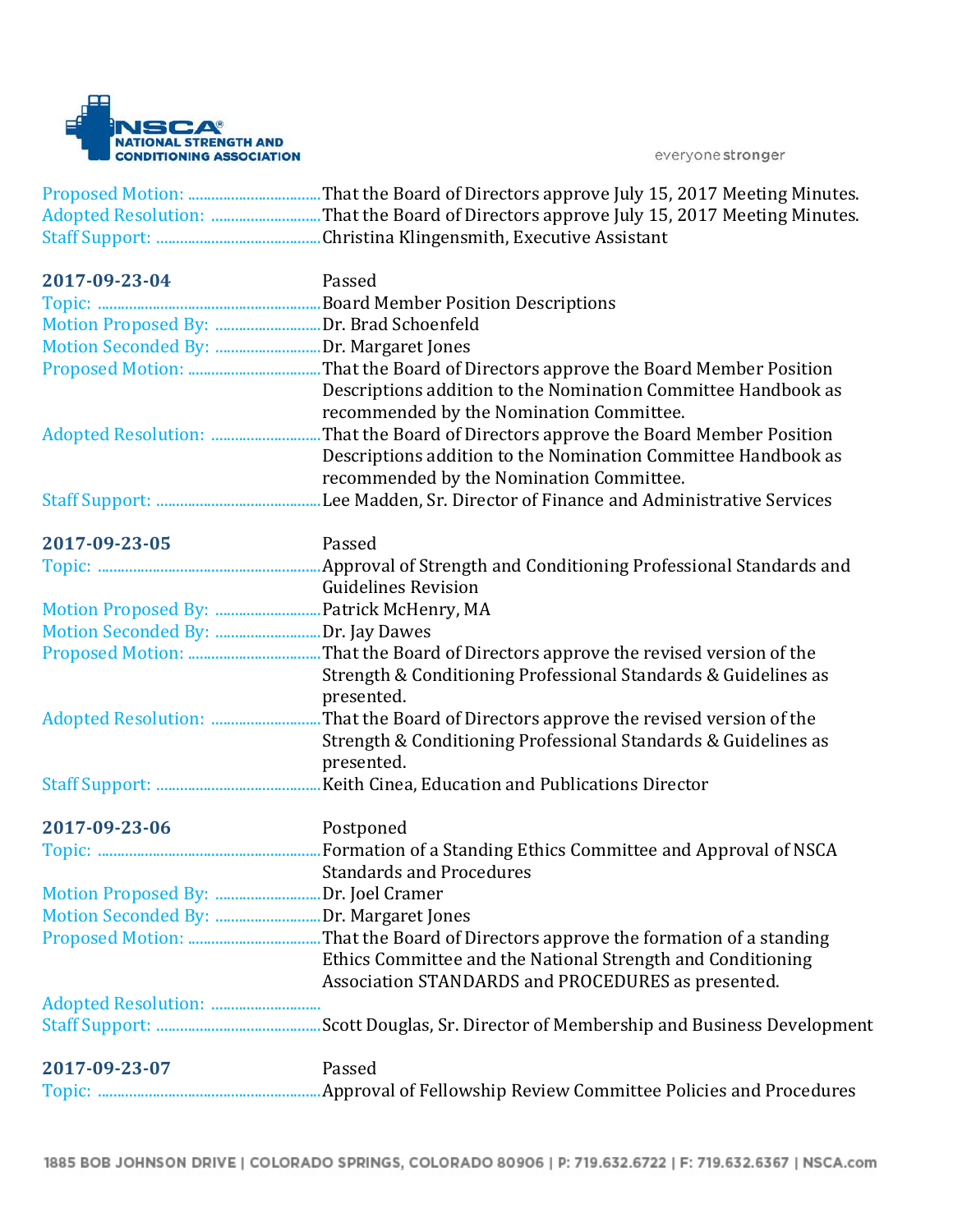Proposed Motion: ..................................That the Board of Directors approve July 15, 2017 Meeting Minutes.
Adopted Resolution: ............................That the Board of Directors approve July 15, 2017 Meeting Minutes.
Staff Support: ..........................................Christina Klingensmith, Executive Assistant

**2017-09-23-04** Passed
Topic: ..........................................................Board Member Position Descriptions
Motion Proposed By: ...........................Dr. Brad Schoenfeld
Motion Seconded By: ...........................Dr. Margaret Jones
Proposed Motion: ..................................That the Board of Directors approve the Board Member Position Descriptions addition to the Nomination Committee Handbook as recommended by the Nomination Committee.
Adopted Resolution: ............................That the Board of Directors approve the Board Member Position Descriptions addition to the Nomination Committee Handbook as recommended by the Nomination Committee.
Staff Support: ..........................................Lee Madden, Sr. Director of Finance and Administrative Services

**2017-09-23-05** Passed
Topic: ..........................................................Approval of Strength and Conditioning Professional Standards and Guidelines Revision
Motion Proposed By: ...........................Patrick McHenry, MA
Motion Seconded By: ...........................Dr. Jay Dawes
Proposed Motion: ..................................That the Board of Directors approve the revised version of the Strength & Conditioning Professional Standards & Guidelines as presented.
Adopted Resolution: ............................That the Board of Directors approve the revised version of the Strength & Conditioning Professional Standards & Guidelines as presented.
Staff Support: ..........................................Keith Cinea, Education and Publications Director

**2017-09-23-06** Postponed
Topic: ..........................................................Formation of a Standing Ethics Committee and Approval of NSCA Standards and Procedures
Motion Proposed By: ...........................Dr. Joel Cramer
Motion Seconded By: ...........................Dr. Margaret Jones
Proposed Motion: ..................................That the Board of Directors approve the formation of a standing Ethics Committee and the National Strength and Conditioning Association STANDARDS and PROCEDURES as presented.
Adopted Resolution: ............................
Staff Support: ..........................................Scott Douglas, Sr. Director of Membership and Business Development

**2017-09-23-07** Passed
Topic: ..........................................................Approval of Fellowship Review Committee Policies and Procedures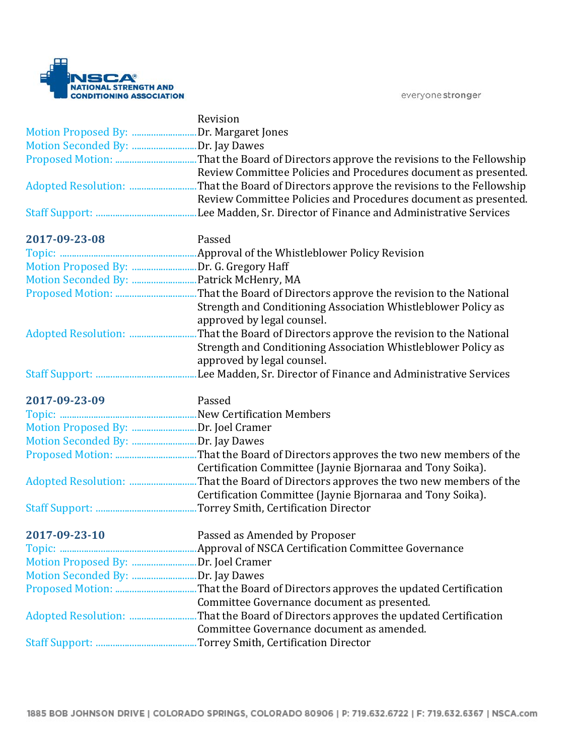Revision

Motion Proposed By: ............................Dr. Margaret Jones
Motion Seconded By: ............................Dr. Jay Dawes
Proposed Motion: ..................................That the Board of Directors approve the revisions to the Fellowship Review Committee Policies and Procedures document as presented.
Adopted Resolution: ............................That the Board of Directors approve the revisions to the Fellowship Review Committee Policies and Procedures document as presented.
Staff Support: ..........................................Lee Madden, Sr. Director of Finance and Administrative Services

**2017-09-23-08** Passed

Topic: .........................................................Approval of the Whistleblower Policy Revision
Motion Proposed By: ............................Dr. G. Gregory Haff
Motion Seconded By: ............................Patrick McHenry, MA
Proposed Motion: ..................................That the Board of Directors approve the revision to the National Strength and Conditioning Association Whistleblower Policy as approved by legal counsel.
Adopted Resolution: ............................That the Board of Directors approve the revision to the National Strength and Conditioning Association Whistleblower Policy as approved by legal counsel.
Staff Support: ..........................................Lee Madden, Sr. Director of Finance and Administrative Services

**2017-09-23-09** Passed

Topic: .........................................................New Certification Members
Motion Proposed By: ............................Dr. Joel Cramer
Motion Seconded By: ............................Dr. Jay Dawes
Proposed Motion: ..................................That the Board of Directors approves the two new members of the Certification Committee (Jaynie Bjornaraa and Tony Soika).
Adopted Resolution: ............................That the Board of Directors approves the two new members of the Certification Committee (Jaynie Bjornaraa and Tony Soika).
Staff Support: ..........................................Torrey Smith, Certification Director

**2017-09-23-10** Passed as Amended by Proposer

Topic: .........................................................Approval of NSCA Certification Committee Governance
Motion Proposed By: ............................Dr. Joel Cramer
Motion Seconded By: ............................Dr. Jay Dawes
Proposed Motion: ..................................That the Board of Directors approves the updated Certification Committee Governance document as presented.
Adopted Resolution: ............................That the Board of Directors approves the updated Certification Committee Governance document as amended.
Staff Support: ..........................................Torrey Smith, Certification Director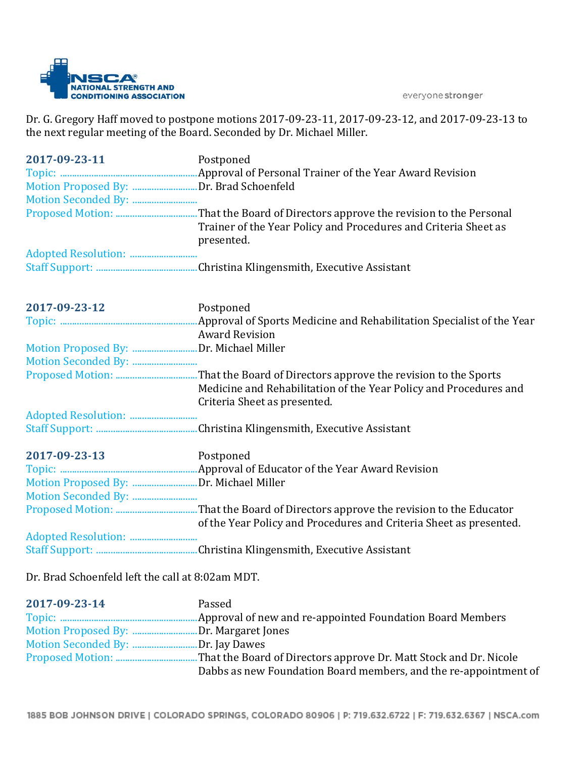Dr. G. Gregory Haff moved to postpone motions 2017-09-23-11, 2017-09-23-12, and 2017-09-23-13 to the next regular meeting of the Board. Seconded by Dr. Michael Miller.

**2017-09-23-11** Postponed

Topic: Approval of Personal Trainer of the Year Award Revision

Motion Proposed By: Dr. Brad Schoenfeld

Motion Seconded By:

Proposed Motion: That the Board of Directors approve the revision to the Personal Trainer of the Year Policy and Procedures and Criteria Sheet as presented.

Adopted Resolution:

Staff Support: Christina Klingensmith, Executive Assistant

**2017-09-23-12** Postponed

Topic: Approval of Sports Medicine and Rehabilitation Specialist of the Year Award Revision

Motion Proposed By: Dr. Michael Miller

Motion Seconded By:

Proposed Motion: That the Board of Directors approve the revision to the Sports Medicine and Rehabilitation of the Year Policy and Procedures and Criteria Sheet as presented.

Adopted Resolution:

Staff Support: Christina Klingensmith, Executive Assistant

**2017-09-23-13** Postponed

Topic: Approval of Educator of the Year Award Revision

Motion Proposed By: Dr. Michael Miller

Motion Seconded By:

Proposed Motion: That the Board of Directors approve the revision to the Educator of the Year Policy and Procedures and Criteria Sheet as presented.

Adopted Resolution:

Staff Support: Christina Klingensmith, Executive Assistant

Dr. Brad Schoenfeld left the call at 8:02am MDT.

**2017-09-23-14** Passed

Topic: Approval of new and re-appointed Foundation Board Members

Motion Proposed By: Dr. Margaret Jones

Motion Seconded By: Dr. Jay Dawes

Proposed Motion: That the Board of Directors approve Dr. Matt Stock and Dr. Nicole Dabbs as new Foundation Board members, and the re-appointment of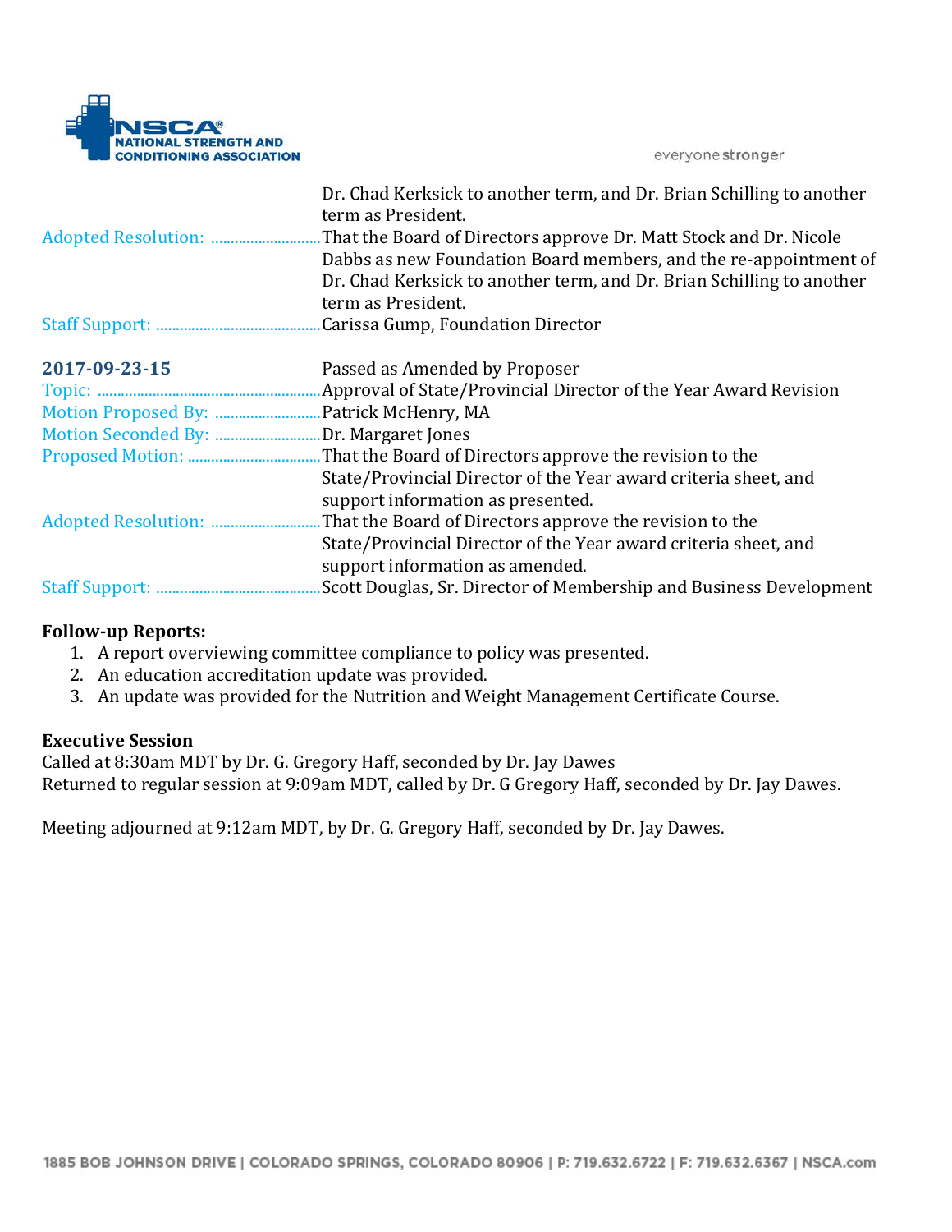Dr. Chad Kerksick to another term, and Dr. Brian Schilling to another term as President.

Adopted Resolution: ............................That the Board of Directors approve Dr. Matt Stock and Dr. Nicole Dabbs as new Foundation Board members, and the re-appointment of Dr. Chad Kerksick to another term, and Dr. Brian Schilling to another term as President.

Staff Support: ..........................................Carissa Gump, Foundation Director

**2017-09-23-15** Passed as Amended by Proposer

Topic: .........................................................Approval of State/Provincial Director of the Year Award Revision

Motion Proposed By: ..........................Patrick McHenry, MA

Motion Seconded By: ..........................Dr. Margaret Jones

Proposed Motion: .................................That the Board of Directors approve the revision to the State/Provincial Director of the Year award criteria sheet, and support information as presented.

Adopted Resolution: ............................That the Board of Directors approve the revision to the State/Provincial Director of the Year award criteria sheet, and support information as amended.

Staff Support: ..........................................Scott Douglas, Sr. Director of Membership and Business Development

**Follow-up Reports:**

1. A report overviewing committee compliance to policy was presented.
2. An education accreditation update was provided.
3. An update was provided for the Nutrition and Weight Management Certificate Course.

**Executive Session**

Called at 8:30am MDT by Dr. G. Gregory Haff, seconded by Dr. Jay Dawes
Returned to regular session at 9:09am MDT, called by Dr. G Gregory Haff, seconded by Dr. Jay Dawes.

Meeting adjourned at 9:12am MDT, by Dr. G. Gregory Haff, seconded by Dr. Jay Dawes.